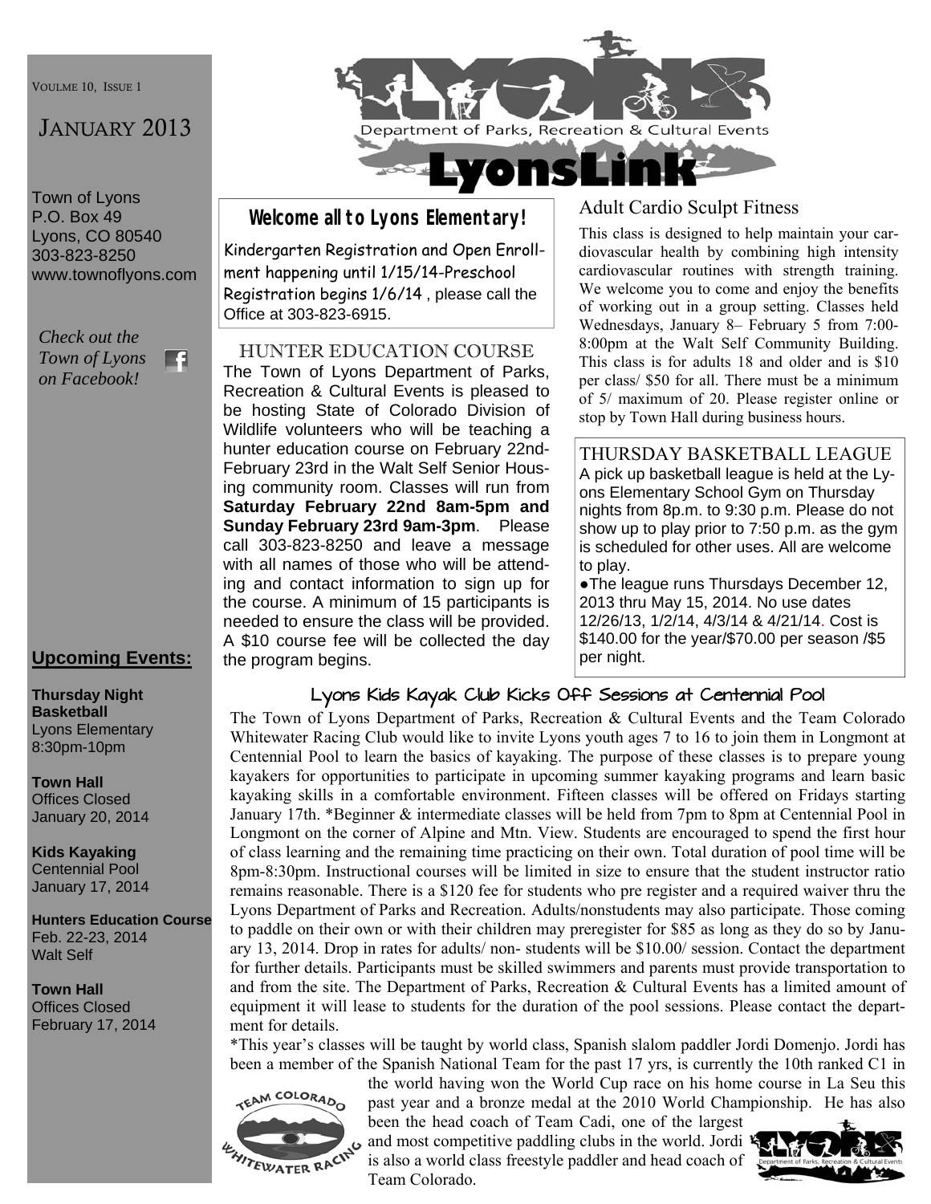VOULME 10, ISSUE 1

JANUARY 2013

Town of Lyons
P.O. Box 49
Lyons, CO 80540
303-823-8250
www.townoflyons.com

*Check out the Town of Lyons on Facebook!*

Department of Parks, Recreation & Cultural Events

# LyonsLink

## Welcome all to Lyons Elementary!

Kindergarten Registration and Open Enrollment happening until 1/15/14-Preschool Registration begins 1/6/14 , please call the Office at 303-823-6915.

## HUNTER EDUCATION COURSE

The Town of Lyons Department of Parks, Recreation & Cultural Events is pleased to be hosting State of Colorado Division of Wildlife volunteers who will be teaching a hunter education course on February 22nd-February 23rd in the Walt Self Senior Housing community room. Classes will run from **Saturday February 22nd 8am-5pm and Sunday February 23rd 9am-3pm**. Please call 303-823-8250 and leave a message with all names of those who will be attending and contact information to sign up for the course. A minimum of 15 participants is needed to ensure the class will be provided. A $10 course fee will be collected the day the program begins.

## Adult Cardio Sculpt Fitness

This class is designed to help maintain your cardiovascular health by combining high intensity cardiovascular routines with strength training. We welcome you to come and enjoy the benefits of working out in a group setting. Classes held Wednesdays, January 8– February 5 from 7:00-8:00pm at the Walt Self Community Building. This class is for adults 18 and older and is $10 per class/ $50 for all. There must be a minimum of 5/ maximum of 20. Please register online or stop by Town Hall during business hours.

## THURSDAY BASKETBALL LEAGUE

A pick up basketball league is held at the Lyons Elementary School Gym on Thursday nights from 8p.m. to 9:30 p.m. Please do not show up to play prior to 7:50 p.m. as the gym is scheduled for other uses. All are welcome to play.

- The league runs Thursdays December 12, 2013 thru May 15, 2014. No use dates 12/26/13, 1/2/14, 4/3/14 & 4/21/14. Cost is $140.00 for the year/$70.00 per season /$5 per night.

## Upcoming Events:

**Thursday Night Basketball**
Lyons Elementary
8:30pm-10pm

**Town Hall**
Offices Closed
January 20, 2014

**Kids Kayaking**
Centennial Pool
January 17, 2014

**Hunters Education Course**
Feb. 22-23, 2014
Walt Self

**Town Hall**
Offices Closed
February 17, 2014

## Lyons Kids Kayak Club Kicks Off Sessions at Centennial Pool

The Town of Lyons Department of Parks, Recreation & Cultural Events and the Team Colorado Whitewater Racing Club would like to invite Lyons youth ages 7 to 16 to join them in Longmont at Centennial Pool to learn the basics of kayaking. The purpose of these classes is to prepare young kayakers for opportunities to participate in upcoming summer kayaking programs and learn basic kayaking skills in a comfortable environment. Fifteen classes will be offered on Fridays starting January 17th. *Beginner & intermediate classes will be held from 7pm to 8pm at Centennial Pool in Longmont on the corner of Alpine and Mtn. View. Students are encouraged to spend the first hour of class learning and the remaining time practicing on their own. Total duration of pool time will be 8pm-8:30pm. Instructional courses will be limited in size to ensure that the student instructor ratio remains reasonable. There is a $120 fee for students who pre register and a required waiver thru the Lyons Department of Parks and Recreation. Adults/nonstudents may also participate. Those coming to paddle on their own or with their children may preregister for $85 as long as they do so by January 13, 2014. Drop in rates for adults/ non- students will be $10.00/ session. Contact the department for further details. Participants must be skilled swimmers and parents must provide transportation to and from the site. The Department of Parks, Recreation & Cultural Events has a limited amount of equipment it will lease to students for the duration of the pool sessions. Please contact the department for details.

*This year's classes will be taught by world class, Spanish slalom paddler Jordi Domenjo. Jordi has been a member of the Spanish National Team for the past 17 yrs, is currently the 10th ranked C1 in the world having won the World Cup race on his home course in La Seu this past year and a bronze medal at the 2010 World Championship. He has also been the head coach of Team Cadi, one of the largest and most competitive paddling clubs in the world. Jordi is also a world class freestyle paddler and head coach of Team Colorado.